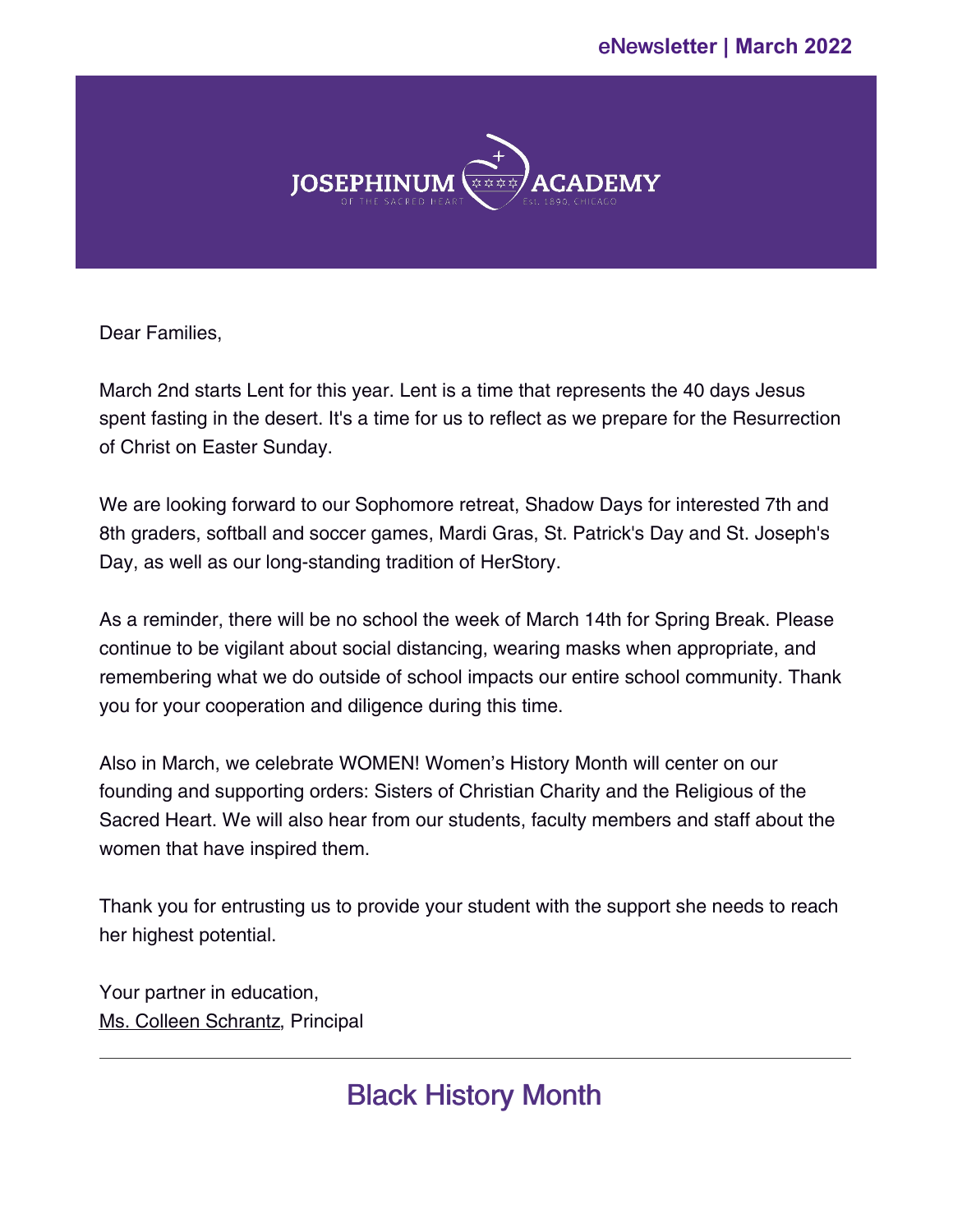eNewsletter | March 2022

JOSEPHINUM ACADEMY
OF THE SACRED HEART
Est. 1890, CHICAGO

Dear Families,

March 2nd starts Lent for this year. Lent is a time that represents the 40 days Jesus spent fasting in the desert. It's a time for us to reflect as we prepare for the Resurrection of Christ on Easter Sunday.

We are looking forward to our Sophomore retreat, Shadow Days for interested 7th and 8th graders, softball and soccer games, Mardi Gras, St. Patrick's Day and St. Joseph's Day, as well as our long-standing tradition of HerStory.

As a reminder, there will be no school the week of March 14th for Spring Break. Please continue to be vigilant about social distancing, wearing masks when appropriate, and remembering what we do outside of school impacts our entire school community. Thank you for your cooperation and diligence during this time.

Also in March, we celebrate WOMEN! Women's History Month will center on our founding and supporting orders: Sisters of Christian Charity and the Religious of the Sacred Heart. We will also hear from our students, faculty members and staff about the women that have inspired them.

Thank you for entrusting us to provide your student with the support she needs to reach her highest potential.

Your partner in education,
Ms. Colleen Schrantz, Principal

---

## Black History Month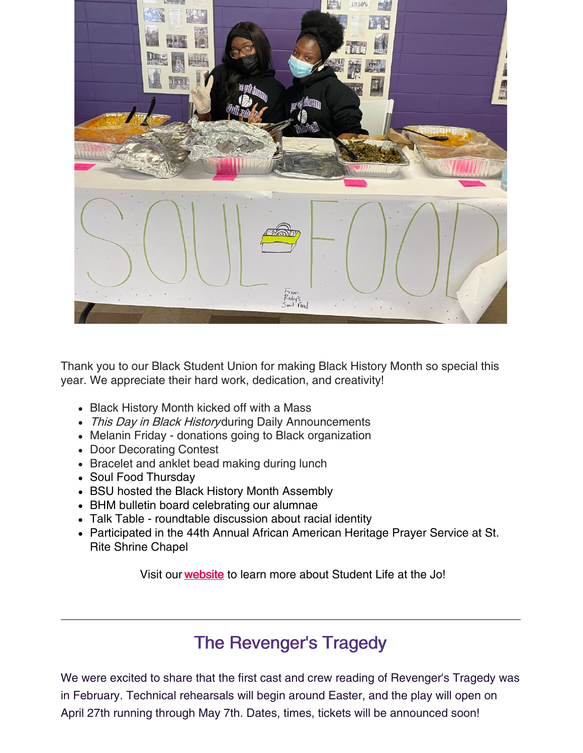Thank you to our Black Student Union for making Black History Month so special this year. We appreciate their hard work, dedication, and creativity!

- Black History Month kicked off with a Mass
- *This Day in Black History* during Daily Announcements
- Melanin Friday - donations going to Black organization
- Door Decorating Contest
- Bracelet and anklet bead making during lunch
- Soul Food Thursday
- BSU hosted the Black History Month Assembly
- BHM bulletin board celebrating our alumnae
- Talk Table - roundtable discussion about racial identity
- Participated in the 44th Annual African American Heritage Prayer Service at St. Rite Shrine Chapel

Visit our **website** to learn more about Student Life at the Jo!

---

## The Revenger's Tragedy

We were excited to share that the first cast and crew reading of Revenger's Tragedy was in February. Technical rehearsals will begin around Easter, and the play will open on April 27th running through May 7th. Dates, times, tickets will be announced soon!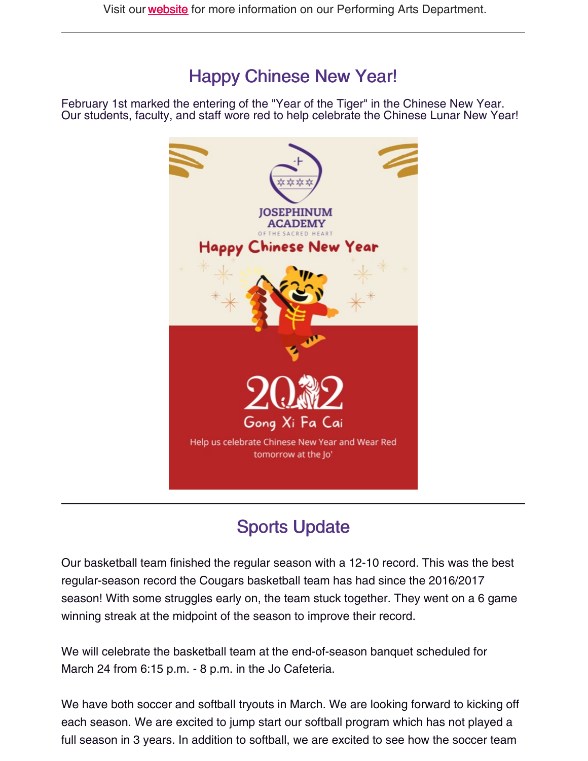Visit our [website](#) for more information on our Performing Arts Department.

---

## Happy Chinese New Year!

February 1st marked the entering of the "Year of the Tiger" in the Chinese New Year. Our students, faculty, and staff wore red to help celebrate the Chinese Lunar New Year!

JOSEPHINUM ACADEMY OF THE SACRED HEART

Happy Chinese New Year

2022

Gong Xi Fa Cai

Help us celebrate Chinese New Year and Wear Red tomorrow at the Jo'

---

## Sports Update

Our basketball team finished the regular season with a 12-10 record. This was the best regular-season record the Cougars basketball team has had since the 2016/2017 season! With some struggles early on, the team stuck together. They went on a 6 game winning streak at the midpoint of the season to improve their record.

We will celebrate the basketball team at the end-of-season banquet scheduled for March 24 from 6:15 p.m. - 8 p.m. in the Jo Cafeteria.

We have both soccer and softball tryouts in March. We are looking forward to kicking off each season. We are excited to jump start our softball program which has not played a full season in 3 years. In addition to softball, we are excited to see how the soccer team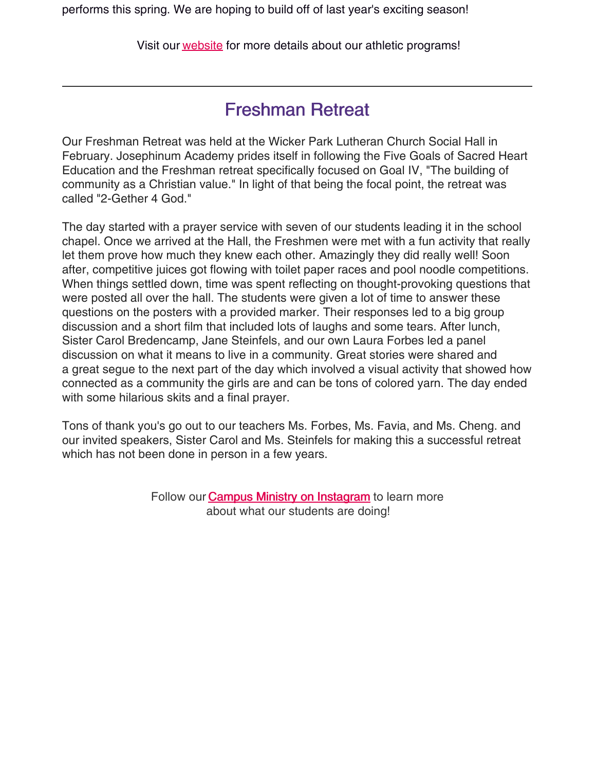performs this spring. We are hoping to build off of last year's exciting season!

Visit our website for more details about our athletic programs!

---

## Freshman Retreat

Our Freshman Retreat was held at the Wicker Park Lutheran Church Social Hall in February. Josephinum Academy prides itself in following the Five Goals of Sacred Heart Education and the Freshman retreat specifically focused on Goal IV, "The building of community as a Christian value." In light of that being the focal point, the retreat was called "2-Gether 4 God."

The day started with a prayer service with seven of our students leading it in the school chapel. Once we arrived at the Hall, the Freshmen were met with a fun activity that really let them prove how much they knew each other. Amazingly they did really well! Soon after, competitive juices got flowing with toilet paper races and pool noodle competitions. When things settled down, time was spent reflecting on thought-provoking questions that were posted all over the hall. The students were given a lot of time to answer these questions on the posters with a provided marker. Their responses led to a big group discussion and a short film that included lots of laughs and some tears. After lunch, Sister Carol Bredencamp, Jane Steinfels, and our own Laura Forbes led a panel discussion on what it means to live in a community. Great stories were shared and a great segue to the next part of the day which involved a visual activity that showed how connected as a community the girls are and can be tons of colored yarn. The day ended with some hilarious skits and a final prayer.

Tons of thank you's go out to our teachers Ms. Forbes, Ms. Favia, and Ms. Cheng. and our invited speakers, Sister Carol and Ms. Steinfels for making this a successful retreat which has not been done in person in a few years.

Follow our **Campus Ministry on Instagram** to learn more about what our students are doing!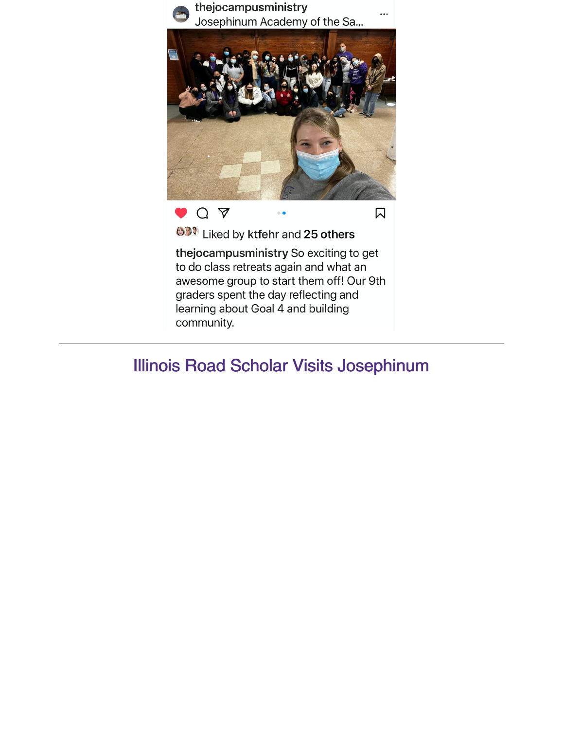thejocampusministry
Josephinum Academy of the Sa...

Liked by **ktfehr** and **25 others**

**thejocampusministry** So exciting to get to do class retreats again and what an awesome group to start them off! Our 9th graders spent the day reflecting and learning about Goal 4 and building community.

---

## Illinois Road Scholar Visits Josephinum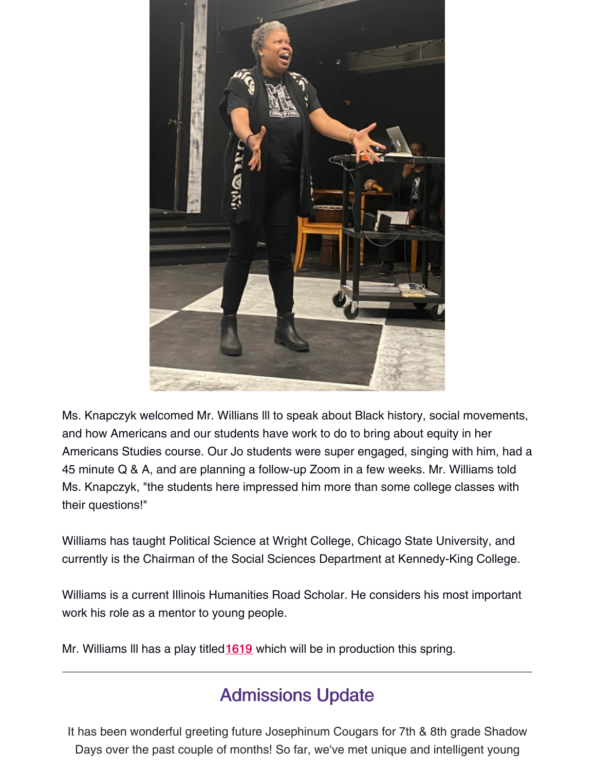Ms. Knapczyk welcomed Mr. Willians lll to speak about Black history, social movements, and how Americans and our students have work to do to bring about equity in her Americans Studies course. Our Jo students were super engaged, singing with him, had a 45 minute Q & A, and are planning a follow-up Zoom in a few weeks. Mr. Williams told Ms. Knapczyk, "the students here impressed him more than some college classes with their questions!"

Williams has taught Political Science at Wright College, Chicago State University, and currently is the Chairman of the Social Sciences Department at Kennedy-King College.

Williams is a current Illinois Humanities Road Scholar. He considers his most important work his role as a mentor to young people.

Mr. Williams lll has a play titled 1619 which will be in production this spring.

---

## Admissions Update

It has been wonderful greeting future Josephinum Cougars for 7th & 8th grade Shadow Days over the past couple of months! So far, we've met unique and intelligent young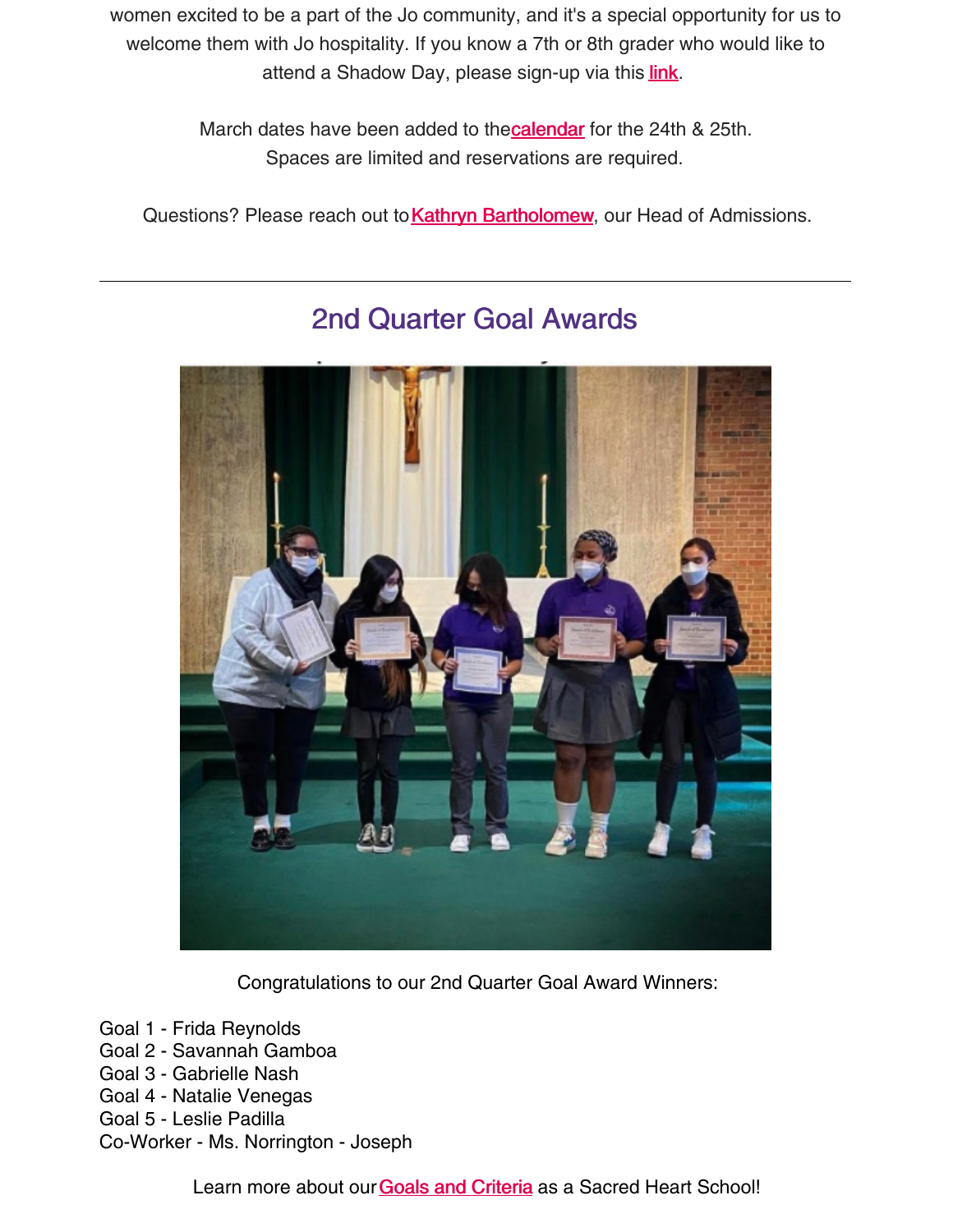women excited to be a part of the Jo community, and it's a special opportunity for us to welcome them with Jo hospitality. If you know a 7th or 8th grader who would like to attend a Shadow Day, please sign-up via this link.

March dates have been added to the calendar for the 24th & 25th.
Spaces are limited and reservations are required.

Questions? Please reach out to Kathryn Bartholomew, our Head of Admissions.

---

## 2nd Quarter Goal Awards

Congratulations to our 2nd Quarter Goal Award Winners:

Goal 1 - Frida Reynolds
Goal 2 - Savannah Gamboa
Goal 3 - Gabrielle Nash
Goal 4 - Natalie Venegas
Goal 5 - Leslie Padilla
Co-Worker - Ms. Norrington - Joseph

Learn more about our Goals and Criteria as a Sacred Heart School!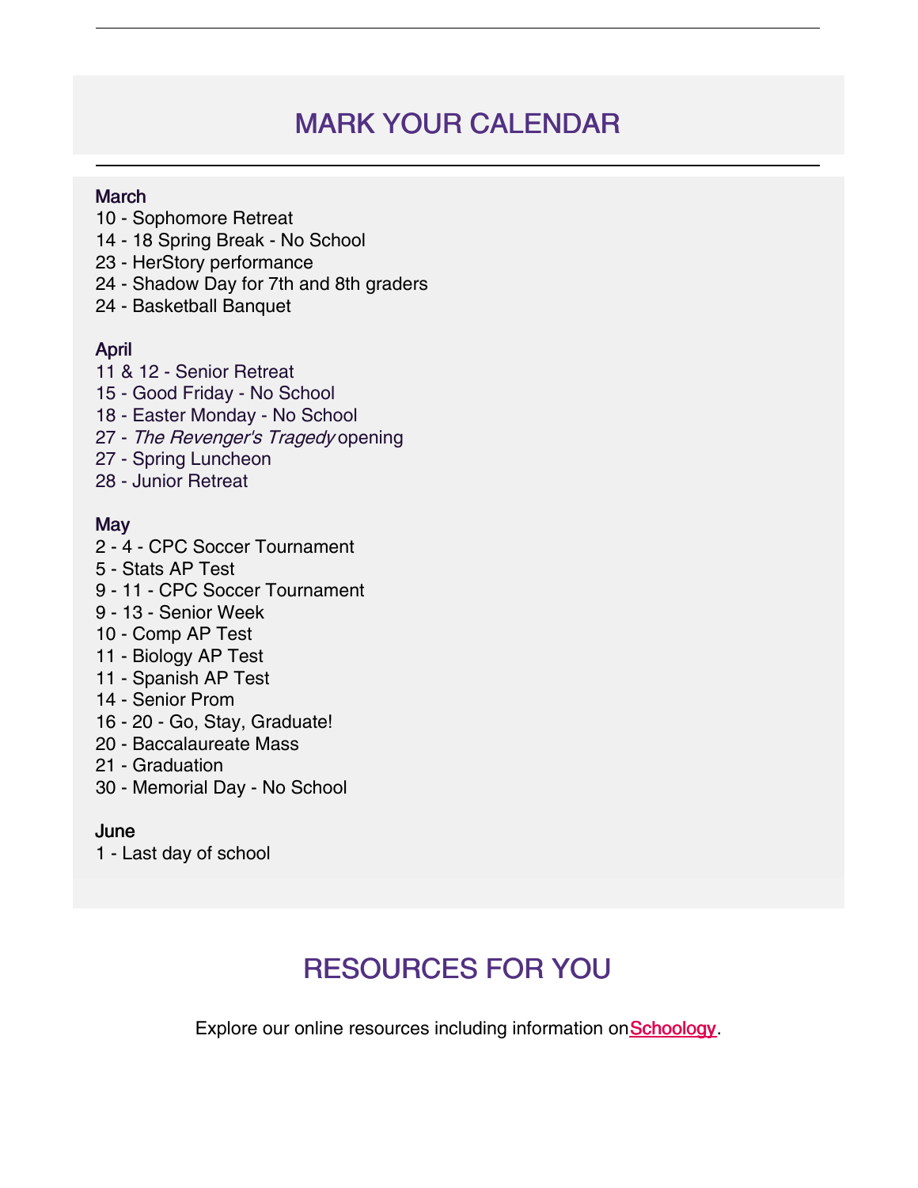## MARK YOUR CALENDAR

**March**

10 - Sophomore Retreat
14 - 18 Spring Break - No School
23 - HerStory performance
24 - Shadow Day for 7th and 8th graders
24 - Basketball Banquet

**April**

11 & 12 - Senior Retreat
15 - Good Friday - No School
18 - Easter Monday - No School
27 - *The Revenger's Tragedy* opening
27 - Spring Luncheon
28 - Junior Retreat

**May**

2 - 4 - CPC Soccer Tournament
5 - Stats AP Test
9 - 11 - CPC Soccer Tournament
9 - 13 - Senior Week
10 - Comp AP Test
11 - Biology AP Test
11 - Spanish AP Test
14 - Senior Prom
16 - 20 - Go, Stay, Graduate!
20 - Baccalaureate Mass
21 - Graduation
30 - Memorial Day - No School

**June**

1 - Last day of school

## RESOURCES FOR YOU

Explore our online resources including information on Schoology.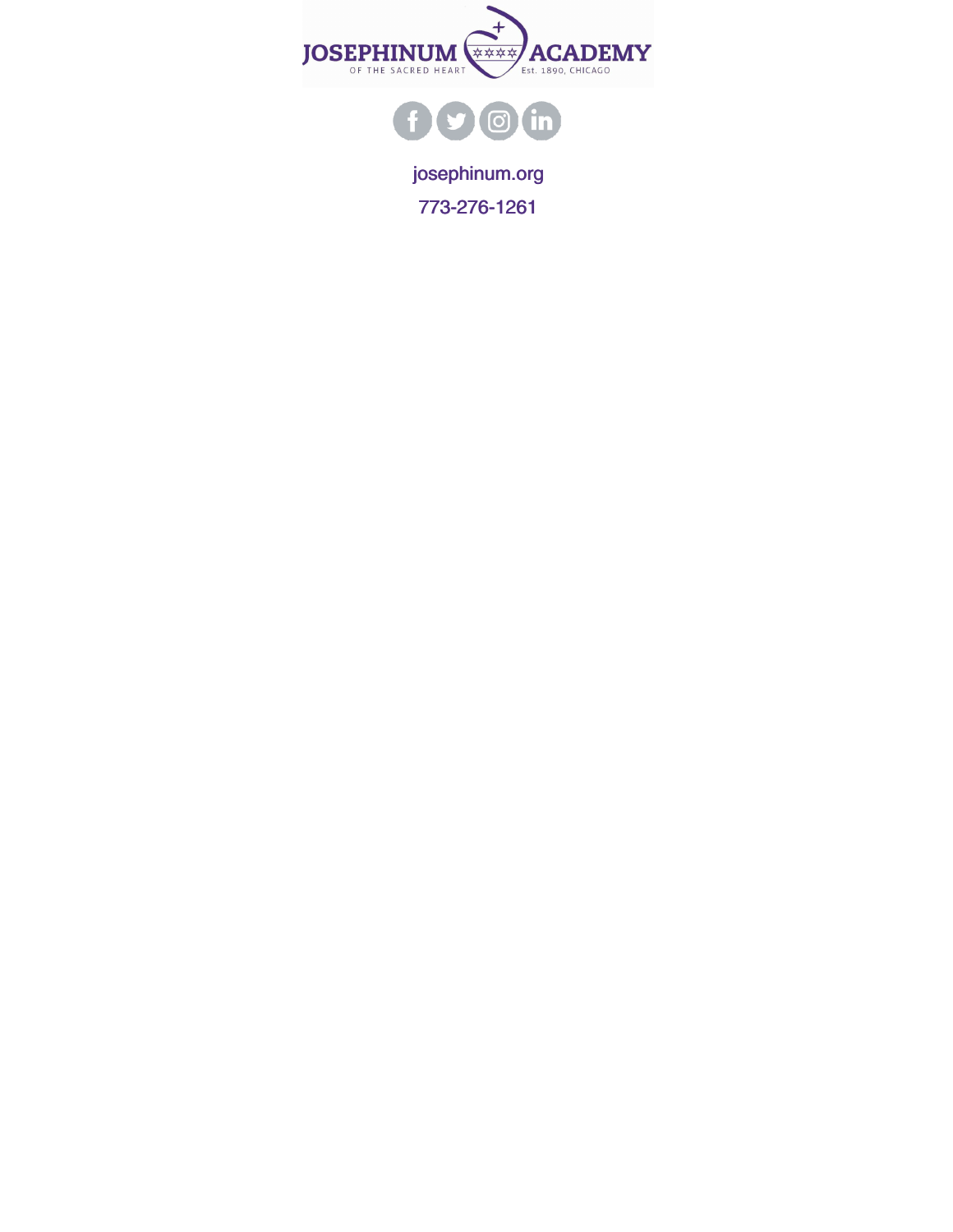JOSEPHINUM ACADEMY
OF THE SACRED HEART
Est. 1890, CHICAGO

josephinum.org

773-276-1261